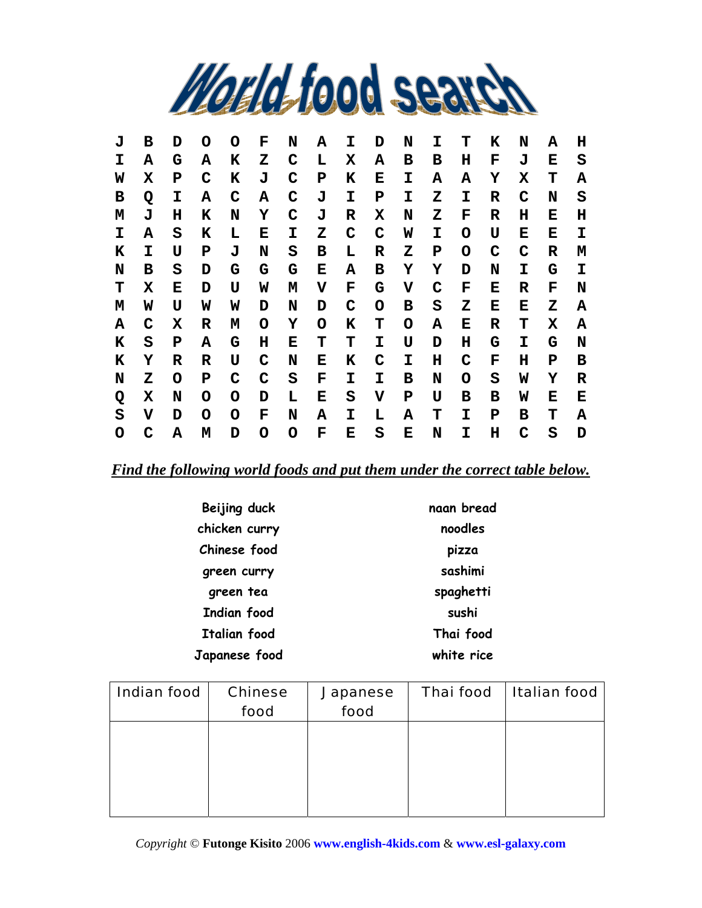# World food search

```
J B D O O F N A I D N I T K N A H
I A G A K Z C L X A B B H F J E S
W X P C K J C P K E I A A Y X T A
B Q I A C A C J I P I Z I R C N S
M J H K N Y C J R X N Z F R H E H
I A S K L E I Z C C W I O U E E I
K I U P J N S B L R Z P O C C R M
N B S D G G G E A B Y Y D N I G I
T X E D U W M V F G V C F E R F N
M W U W W D N D C O B S Z E E Z A
A C X R M O Y O K T O A E R T X A
K S P A G H E T T I U D H G I G N
K Y R R U C N E K C I H C F H P B
N Z O P C C S F I I B N O S W Y R
Q X N O O D L E S V P U B B W E E
S V D O O F N A I L A T I P B T A
O C A M D O O F E S E N I H C S D
```

***Find the following world foods and put them under the correct table below.***

| | |
|---|---|
| Beijing duck | naan bread |
| chicken curry | noodles |
| Chinese food | pizza |
| green curry | sashimi |
| green tea | spaghetti |
| Indian food | sushi |
| Italian food | Thai food |
| Japanese food | white rice |

| Indian food | Chinese food | Japanese food | Thai food | Italian food |
|---|---|---|---|---|
| | | | | |

*Copyright* © **Futonge Kisito** 2006 **www.english-4kids.com** & **www.esl-galaxy.com**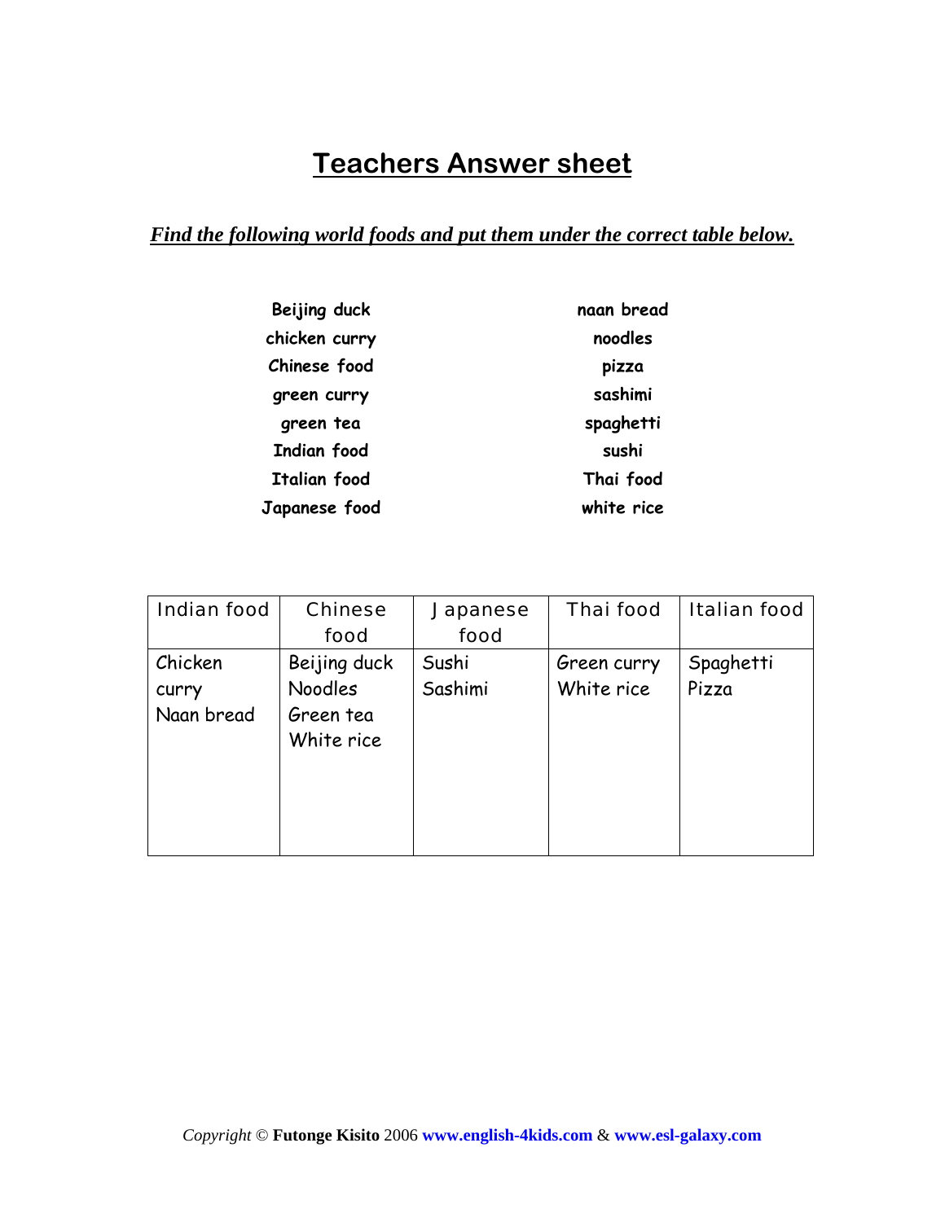# Teachers Answer sheet

***Find the following world foods and put them under the correct table below.***

**Beijing duck**
**chicken curry**
**Chinese food**
**green curry**
**green tea**
**Indian food**
**Italian food**
**Japanese food**
**naan bread**
**noodles**
**pizza**
**sashimi**
**spaghetti**
**sushi**
**Thai food**
**white rice**

| Indian food | Chinese food | Japanese food | Thai food | Italian food |
|---|---|---|---|---|
| Chicken curry<br>Naan bread | Beijing duck<br>Noodles<br>Green tea<br>White rice | Sushi<br>Sashimi | Green curry<br>White rice | Spaghetti<br>Pizza |

*Copyright* © **Futonge Kisito** 2006 **www.english-4kids.com** & **www.esl-galaxy.com**